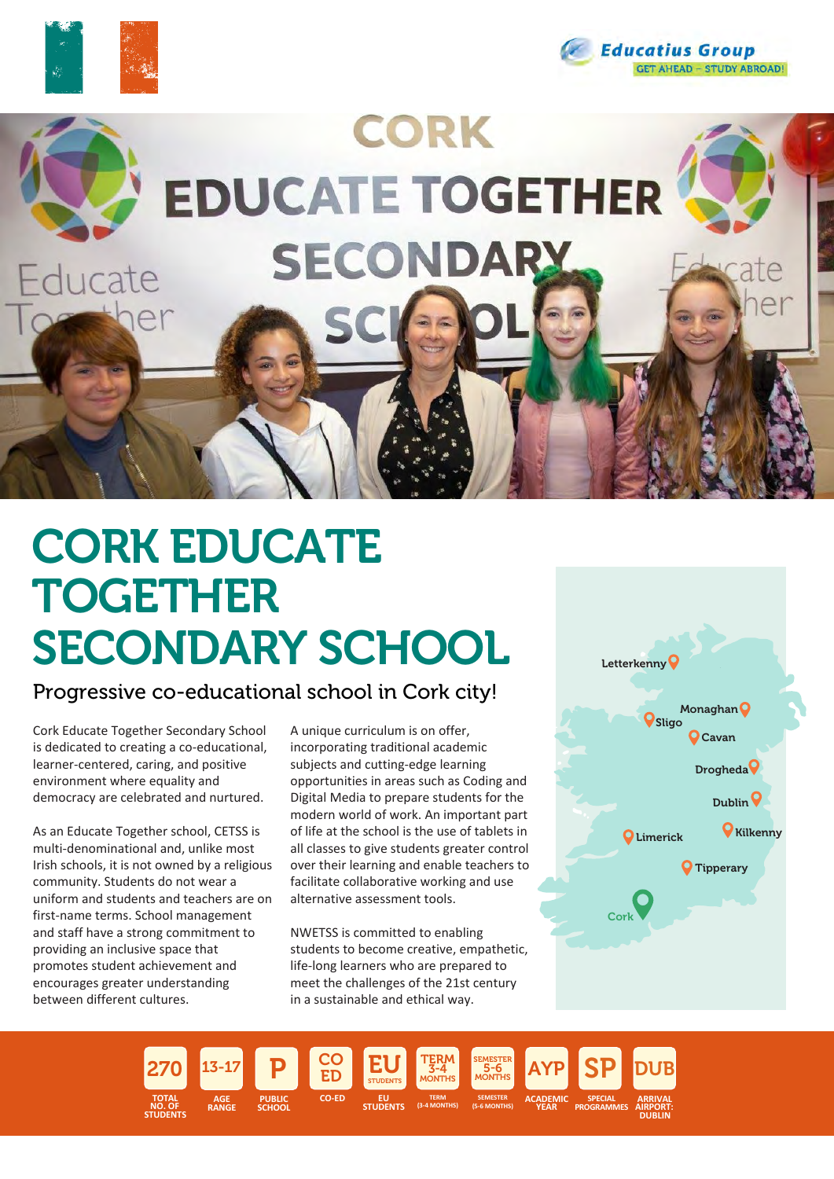Educatius Group
GET AHEAD – STUDY ABROAD!

# CORK EDUCATE TOGETHER SECONDARY SCHOOL

## Progressive co-educational school in Cork city!

Cork Educate Together Secondary School is dedicated to creating a co-educational, learner-centered, caring, and positive environment where equality and democracy are celebrated and nurtured.

As an Educate Together school, CETSS is multi-denominational and, unlike most Irish schools, it is not owned by a religious community. Students do not wear a uniform and students and teachers are on first-name terms. School management and staff have a strong commitment to providing an inclusive space that promotes student achievement and encourages greater understanding between different cultures.

A unique curriculum is on offer, incorporating traditional academic subjects and cutting-edge learning opportunities in areas such as Coding and Digital Media to prepare students for the modern world of work. An important part of life at the school is the use of tablets in all classes to give students greater control over their learning and enable teachers to facilitate collaborative working and use alternative assessment tools.

NWETSS is committed to enabling students to become creative, empathetic, life-long learners who are prepared to meet the challenges of the 21st century in a sustainable and ethical way.

Letterkenny
Monaghan
Sligo
Cavan
Drogheda
Dublin
Limerick
Kilkenny
Tipperary
Cork

| 270 | 13-17 | P | CO ED | EU STUDENTS | TERM 3-4 MONTHS | SEMESTER 5-6 MONTHS | AYP | SP | DUB |
|---|---|---|---|---|---|---|---|---|---|
| TOTAL NO. OF STUDENTS | AGE RANGE | PUBLIC SCHOOL | CO-ED | EU STUDENTS | TERM (3-4 MONTHS) | SEMESTER (5-6 MONTHS) | ACADEMIC YEAR | SPECIAL PROGRAMMES | ARRIVAL AIRPORT: DUBLIN |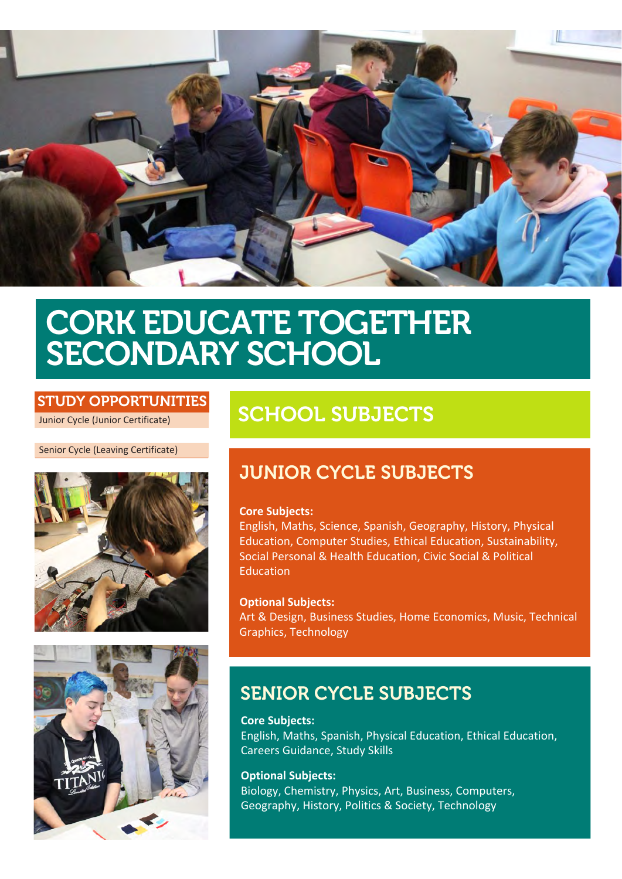# CORK EDUCATE TOGETHER SECONDARY SCHOOL

## STUDY OPPORTUNITIES

Junior Cycle (Junior Certificate)

Senior Cycle (Leaving Certificate)

## SCHOOL SUBJECTS

### JUNIOR CYCLE SUBJECTS

**Core Subjects:**
English, Maths, Science, Spanish, Geography, History, Physical Education, Computer Studies, Ethical Education, Sustainability, Social Personal & Health Education, Civic Social & Political Education

**Optional Subjects:**
Art & Design, Business Studies, Home Economics, Music, Technical Graphics, Technology

### SENIOR CYCLE SUBJECTS

**Core Subjects:**
English, Maths, Spanish, Physical Education, Ethical Education, Careers Guidance, Study Skills

**Optional Subjects:**
Biology, Chemistry, Physics, Art, Business, Computers, Geography, History, Politics & Society, Technology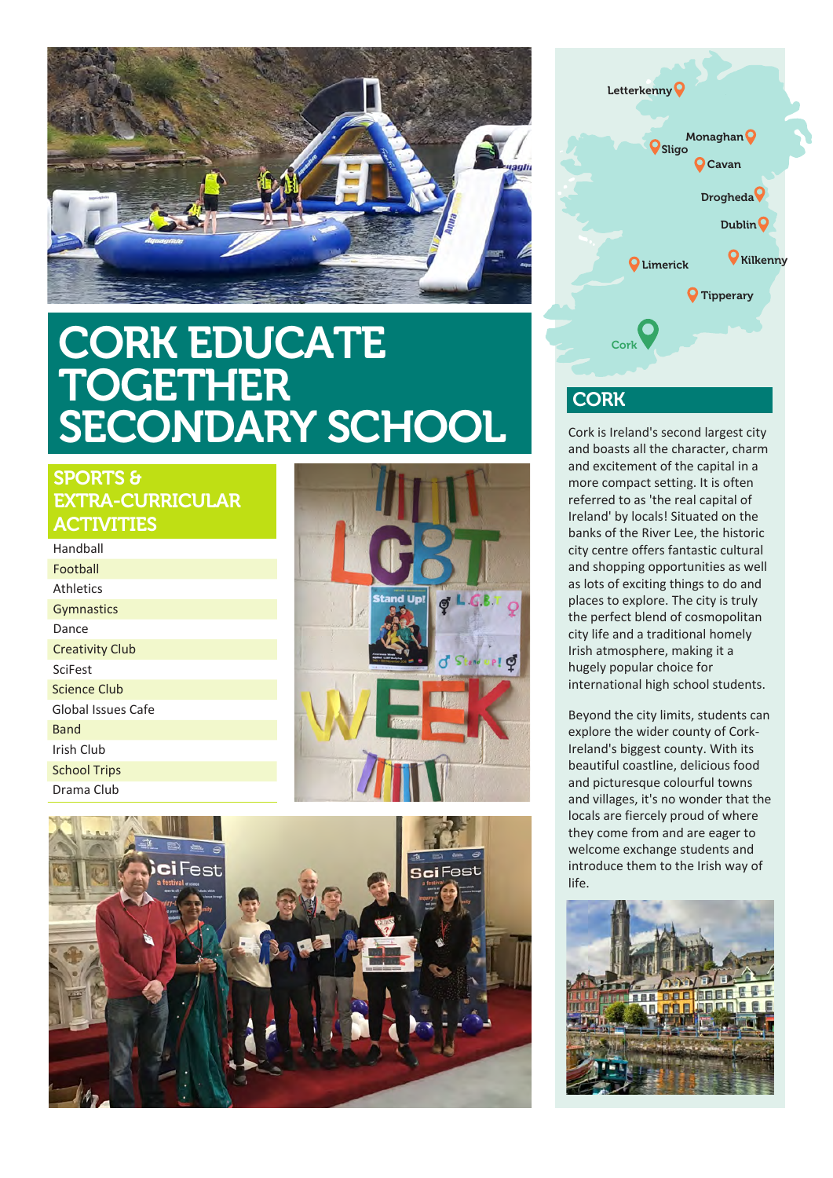# CORK EDUCATE TOGETHER SECONDARY SCHOOL

## SPORTS & EXTRA-CURRICULAR ACTIVITIES

- Handball
- Football
- Athletics
- Gymnastics
- Dance
- Creativity Club
- SciFest
- Science Club
- Global Issues Cafe
- Band
- Irish Club
- School Trips
- Drama Club

Letterkenny
Monaghan
Sligo
Cavan
Drogheda
Dublin
Limerick
Kilkenny
Tipperary
Cork

## CORK

Cork is Ireland's second largest city and boasts all the character, charm and excitement of the capital in a more compact setting. It is often referred to as 'the real capital of Ireland' by locals! Situated on the banks of the River Lee, the historic city centre offers fantastic cultural and shopping opportunities as well as lots of exciting things to do and places to explore. The city is truly the perfect blend of cosmopolitan city life and a traditional homely Irish atmosphere, making it a hugely popular choice for international high school students.

Beyond the city limits, students can explore the wider county of Cork- Ireland's biggest county. With its beautiful coastline, delicious food and picturesque colourful towns and villages, it's no wonder that the locals are fiercely proud of where they come from and are eager to welcome exchange students and introduce them to the Irish way of life.